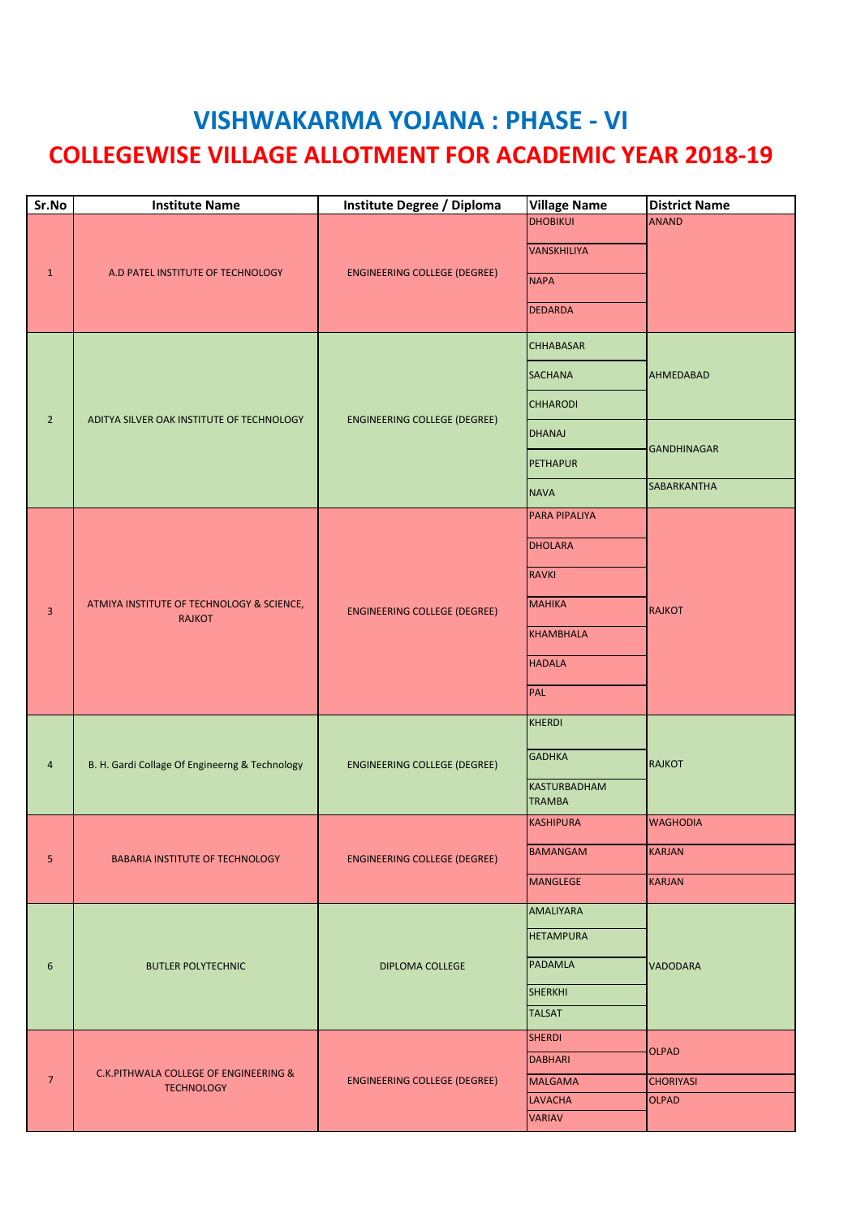# VISHWAKARMA YOJANA : PHASE - VI

## COLLEGEWISE VILLAGE ALLOTMENT FOR ACADEMIC YEAR 2018-19

| Sr.No | Institute Name | Institute Degree / Diploma | Village Name | District Name |
|---|---|---|---|---|
| 1 | A.D PATEL INSTITUTE OF TECHNOLOGY | ENGINEERING COLLEGE (DEGREE) | DHOBIKUI | ANAND |
| | | | VANSKHILIYA | |
| | | | NAPA | |
| | | | DEDARDA | |
| 2 | ADITYA SILVER OAK INSTITUTE OF TECHNOLOGY | ENGINEERING COLLEGE (DEGREE) | CHHABASAR | AHMEDABAD |
| | | | SACHANA | |
| | | | CHHARODI | |
| | | | DHANAJ | GANDHINAGAR |
| | | | PETHAPUR | |
| | | | NAVA | SABARKANTHA |
| 3 | ATMIYA INSTITUTE OF TECHNOLOGY & SCIENCE, RAJKOT | ENGINEERING COLLEGE (DEGREE) | PARA PIPALIYA | RAJKOT |
| | | | DHOLARA | |
| | | | RAVKI | |
| | | | MAHIKA | |
| | | | KHAMBHALA | |
| | | | HADALA | |
| | | | PAL | |
| 4 | B. H. Gardi Collage Of Engineerng & Technology | ENGINEERING COLLEGE (DEGREE) | KHERDI | RAJKOT |
| | | | GADHKA | |
| | | | KASTURBADHAM TRAMBA | |
| 5 | BABARIA INSTITUTE OF TECHNOLOGY | ENGINEERING COLLEGE (DEGREE) | KASHIPURA | WAGHODIA |
| | | | BAMANGAM | KARJAN |
| | | | MANGLEGE | KARJAN |
| 6 | BUTLER POLYTECHNIC | DIPLOMA COLLEGE | AMALIYARA | VADODARA |
| | | | HETAMPURA | |
| | | | PADAMLA | |
| | | | SHERKHI | |
| | | | TALSAT | |
| 7 | C.K.PITHWALA COLLEGE OF ENGINEERING & TECHNOLOGY | ENGINEERING COLLEGE (DEGREE) | SHERDI | OLPAD |
| | | | DABHARI | |
| | | | MALGAMA | CHORIYASI |
| | | | LAVACHA | OLPAD |
| | | | VARIAV | |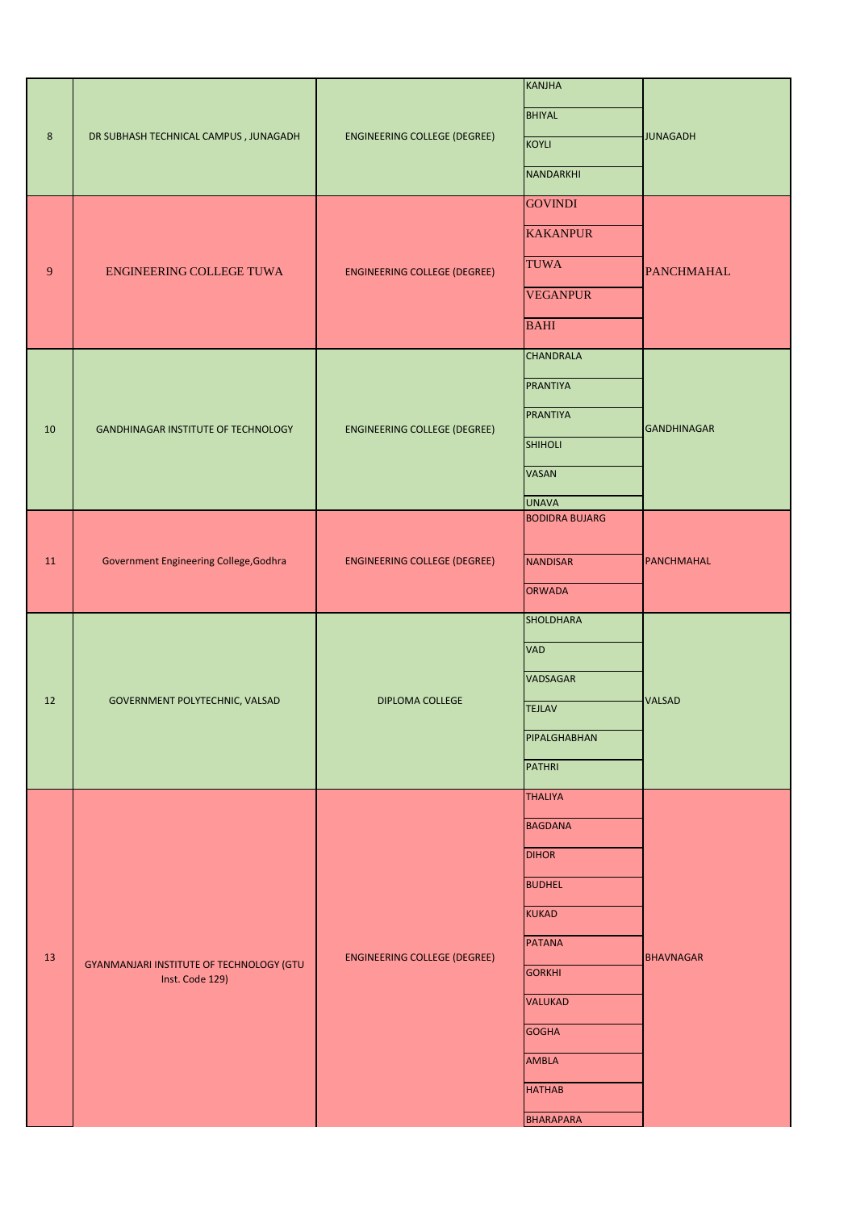| 8 | DR SUBHASH TECHNICAL CAMPUS , JUNAGADH | ENGINEERING COLLEGE (DEGREE) | KANJHA | JUNAGADH |
|---|---|---|---|---|
| | | | BHIYAL | |
| | | | KOYLI | |
| | | | NANDARKHI | |
| 9 | ENGINEERING COLLEGE TUWA | ENGINEERING COLLEGE (DEGREE) | GOVINDI | PANCHMAHAL |
| | | | KAKANPUR | |
| | | | TUWA | |
| | | | VEGANPUR | |
| | | | BAHI | |
| 10 | GANDHINAGAR INSTITUTE OF TECHNOLOGY | ENGINEERING COLLEGE (DEGREE) | CHANDRALA | GANDHINAGAR |
| | | | PRANTIYA | |
| | | | PRANTIYA | |
| | | | SHIHOLI | |
| | | | VASAN | |
| | | | UNAVA | |
| 11 | Government Engineering College,Godhra | ENGINEERING COLLEGE (DEGREE) | BODIDRA BUJARG | PANCHMAHAL |
| | | | NANDISAR | |
| | | | ORWADA | |
| 12 | GOVERNMENT POLYTECHNIC, VALSAD | DIPLOMA COLLEGE | SHOLDHARA | VALSAD |
| | | | VAD | |
| | | | VADSAGAR | |
| | | | TEJLAV | |
| | | | PIPALGHABHAN | |
| | | | PATHRI | |
| 13 | GYANMANJARI INSTITUTE OF TECHNOLOGY (GTU Inst. Code 129) | ENGINEERING COLLEGE (DEGREE) | THALIYA | BHAVNAGAR |
| | | | BAGDANA | |
| | | | DIHOR | |
| | | | BUDHEL | |
| | | | KUKAD | |
| | | | PATANA | |
| | | | GORKHI | |
| | | | VALUKAD | |
| | | | GOGHA | |
| | | | AMBLA | |
| | | | HATHAB | |
| | | | BHARAPARA | |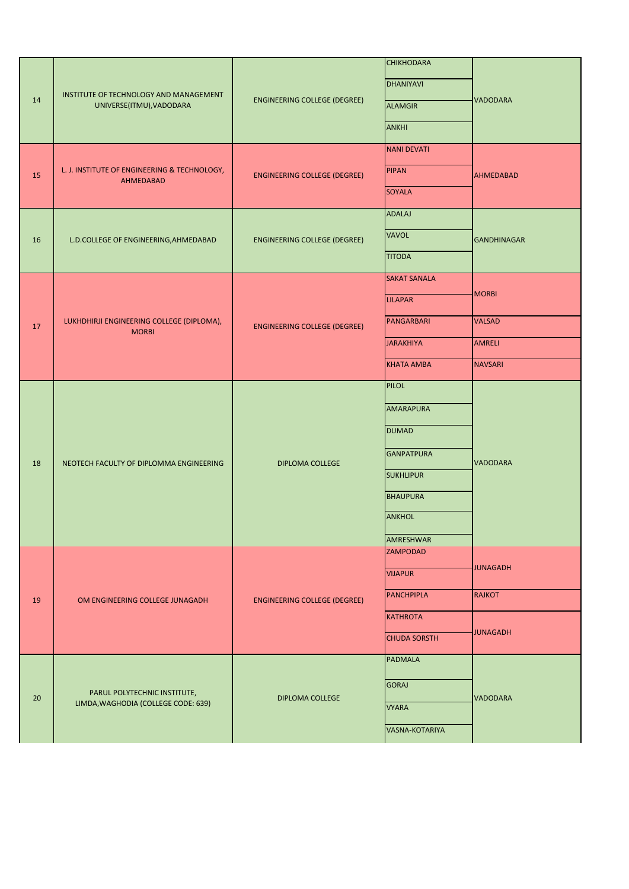| 14 | INSTITUTE OF TECHNOLOGY AND MANAGEMENT UNIVERSE(ITMU),VADODARA | ENGINEERING COLLEGE (DEGREE) | CHIKHODARA | VADODARA |
|---|---|---|---|---|
| | | | DHANIYAVI | |
| | | | ALAMGIR | |
| | | | ANKHI | |
| 15 | L. J. INSTITUTE OF ENGINEERING & TECHNOLOGY, AHMEDABAD | ENGINEERING COLLEGE (DEGREE) | NANI DEVATI | AHMEDABAD |
| | | | PIPAN | |
| | | | SOYALA | |
| 16 | L.D.COLLEGE OF ENGINEERING,AHMEDABAD | ENGINEERING COLLEGE (DEGREE) | ADALAJ | GANDHINAGAR |
| | | | VAVOL | |
| | | | TITODA | |
| 17 | LUKHDHIRJI ENGINEERING COLLEGE (DIPLOMA), MORBI | ENGINEERING COLLEGE (DEGREE) | SAKAT SANALA | MORBI |
| | | | LILAPAR | |
| | | | PANGARBARI | VALSAD |
| | | | JARAKHIYA | AMRELI |
| | | | KHATA AMBA | NAVSARI |
| 18 | NEOTECH FACULTY OF DIPLOMMA ENGINEERING | DIPLOMA COLLEGE | PILOL | VADODARA |
| | | | AMARAPURA | |
| | | | DUMAD | |
| | | | GANPATPURA | |
| | | | SUKHLIPUR | |
| | | | BHAUPURA | |
| | | | ANKHOL | |
| | | | AMRESHWAR | |
| 19 | OM ENGINEERING COLLEGE JUNAGADH | ENGINEERING COLLEGE (DEGREE) | ZAMPODAD | JUNAGADH |
| | | | VIJAPUR | |
| | | | PANCHPIPLA | RAJKOT |
| | | | KATHROTA | JUNAGADH |
| | | | CHUDA SORSTH | |
| 20 | PARUL POLYTECHNIC INSTITUTE, LIMDA,WAGHODIA (COLLEGE CODE: 639) | DIPLOMA COLLEGE | PADMALA | VADODARA |
| | | | GORAJ | |
| | | | VYARA | |
| | | | VASNA-KOTARIYA | |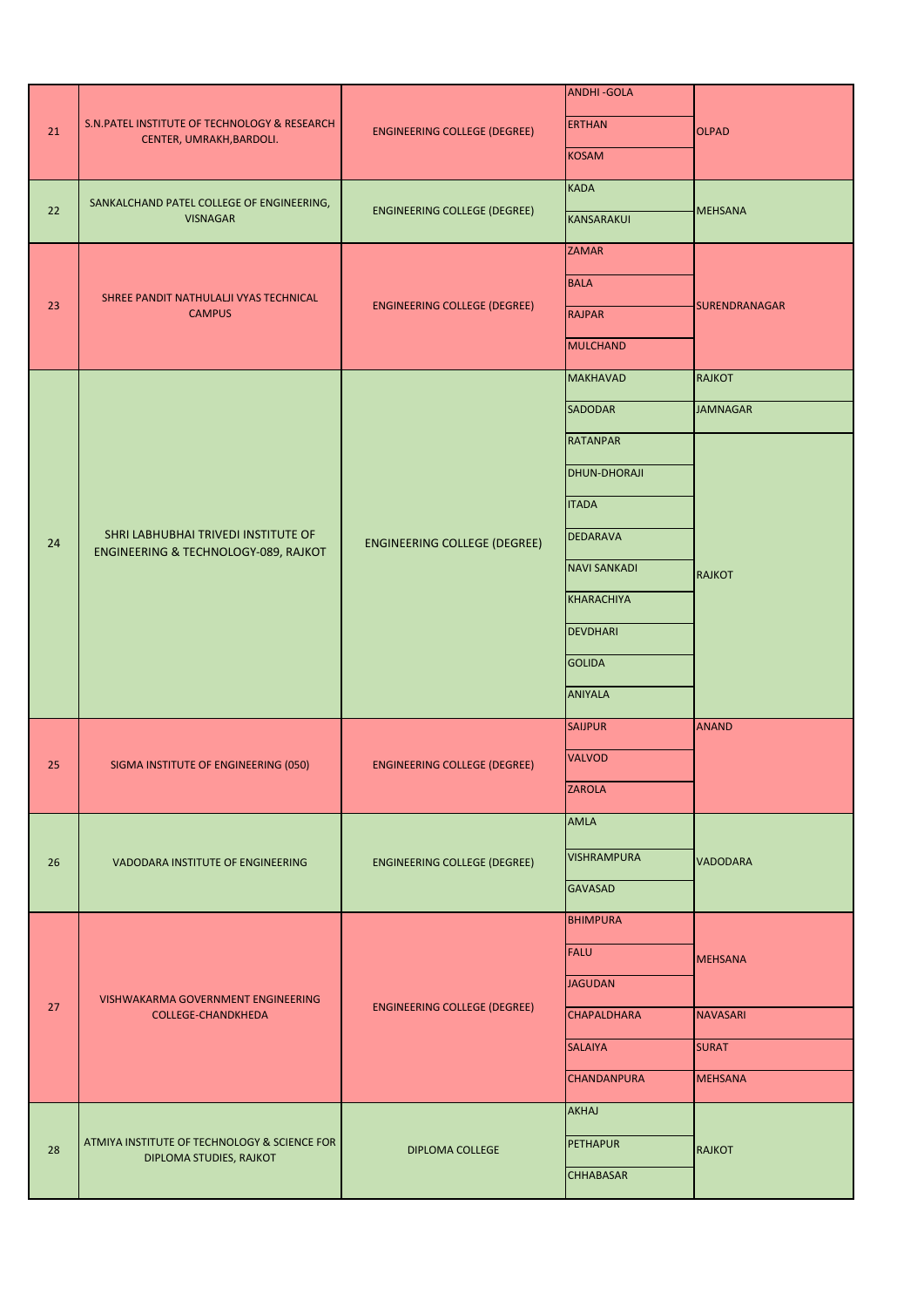| | | | | |
|---|---|---|---|---|
| 21 | S.N.PATEL INSTITUTE OF TECHNOLOGY & RESEARCH CENTER, UMRAKH,BARDOLI. | ENGINEERING COLLEGE (DEGREE) | ANDHI -GOLA | OLPAD |
| | | | ERTHAN | |
| | | | KOSAM | |
| 22 | SANKALCHAND PATEL COLLEGE OF ENGINEERING, VISNAGAR | ENGINEERING COLLEGE (DEGREE) | KADA | MEHSANA |
| | | | KANSARAKUI | |
| 23 | SHREE PANDIT NATHULALJI VYAS TECHNICAL CAMPUS | ENGINEERING COLLEGE (DEGREE) | ZAMAR | SURENDRANAGAR |
| | | | BALA | |
| | | | RAJPAR | |
| | | | MULCHAND | |
| 24 | SHRI LABHUBHAI TRIVEDI INSTITUTE OF ENGINEERING & TECHNOLOGY-089, RAJKOT | ENGINEERING COLLEGE (DEGREE) | MAKHAVAD | RAJKOT |
| | | | SADODAR | JAMNAGAR |
| | | | RATANPAR | RAJKOT |
| | | | DHUN-DHORAJI | |
| | | | ITADA | |
| | | | DEDARAVA | |
| | | | NAVI SANKADI | |
| | | | KHARACHIYA | |
| | | | DEVDHARI | |
| | | | GOLIDA | |
| | | | ANIYALA | |
| 25 | SIGMA INSTITUTE OF ENGINEERING (050) | ENGINEERING COLLEGE (DEGREE) | SAIJPUR | ANAND |
| | | | VALVOD | |
| | | | ZAROLA | |
| 26 | VADODARA INSTITUTE OF ENGINEERING | ENGINEERING COLLEGE (DEGREE) | AMLA | VADODARA |
| | | | VISHRAMPURA | |
| | | | GAVASAD | |
| 27 | VISHWAKARMA GOVERNMENT ENGINEERING COLLEGE-CHANDKHEDA | ENGINEERING COLLEGE (DEGREE) | BHIMPURA | MEHSANA |
| | | | FALU | |
| | | | JAGUDAN | |
| | | | CHAPALDHARA | NAVASARI |
| | | | SALAIYA | SURAT |
| | | | CHANDANPURA | MEHSANA |
| 28 | ATMIYA INSTITUTE OF TECHNOLOGY & SCIENCE FOR DIPLOMA STUDIES, RAJKOT | DIPLOMA COLLEGE | AKHAJ | RAJKOT |
| | | | PETHAPUR | |
| | | | CHHABASAR | |